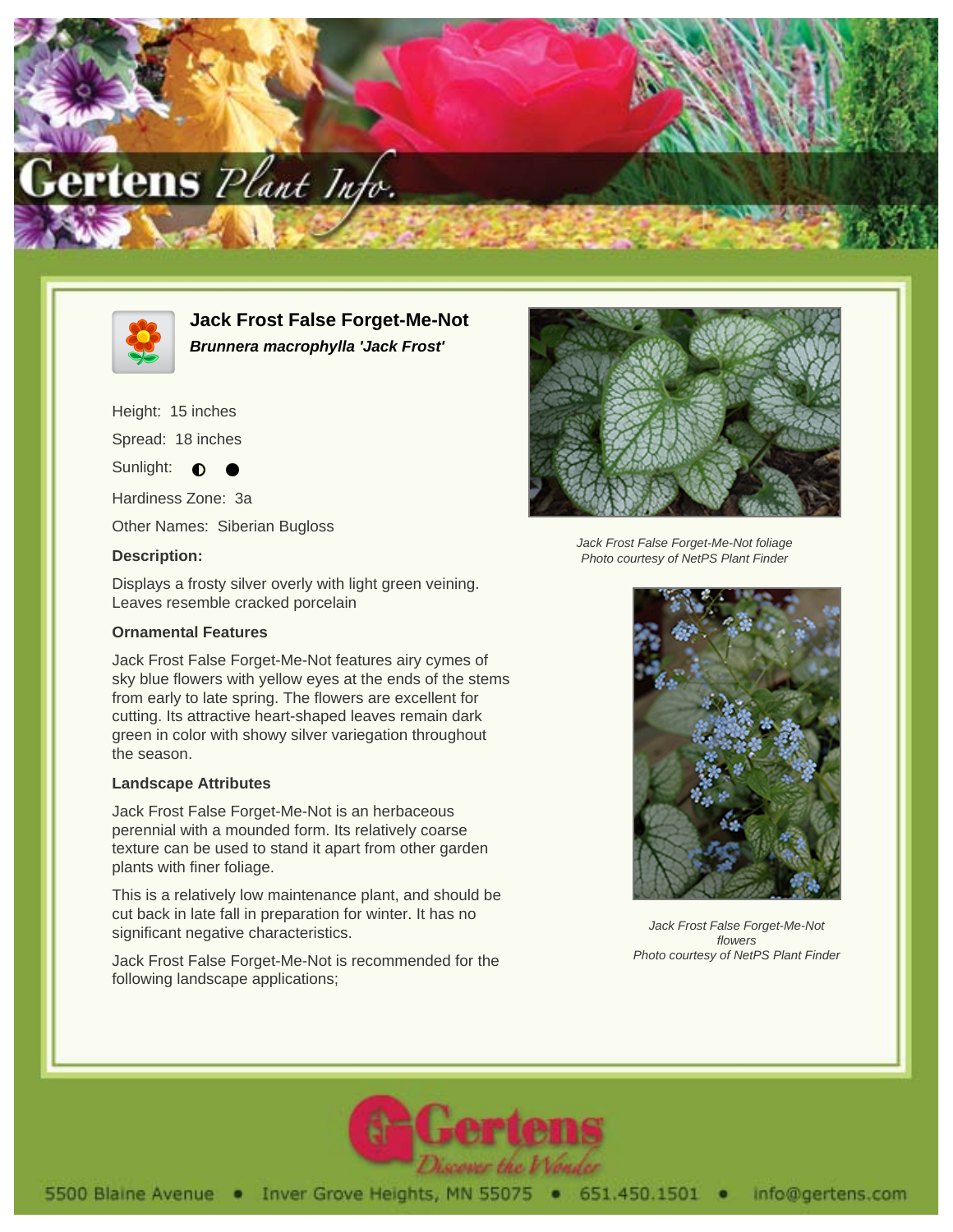# Jack Frost False Forget-Me-Not

***Brunnera macrophylla 'Jack Frost'***

Height: 15 inches

Spread: 18 inches

Sunlight: ◐ ●

Hardiness Zone: 3a

Other Names: Siberian Bugloss

### Description:

Displays a frosty silver overly with light green veining. Leaves resemble cracked porcelain

### Ornamental Features

Jack Frost False Forget-Me-Not features airy cymes of sky blue flowers with yellow eyes at the ends of the stems from early to late spring. The flowers are excellent for cutting. Its attractive heart-shaped leaves remain dark green in color with showy silver variegation throughout the season.

### Landscape Attributes

Jack Frost False Forget-Me-Not is an herbaceous perennial with a mounded form. Its relatively coarse texture can be used to stand it apart from other garden plants with finer foliage.

This is a relatively low maintenance plant, and should be cut back in late fall in preparation for winter. It has no significant negative characteristics.

Jack Frost False Forget-Me-Not is recommended for the following landscape applications;

*Jack Frost False Forget-Me-Not foliage*
*Photo courtesy of NetPS Plant Finder*

*Jack Frost False Forget-Me-Not flowers*
*Photo courtesy of NetPS Plant Finder*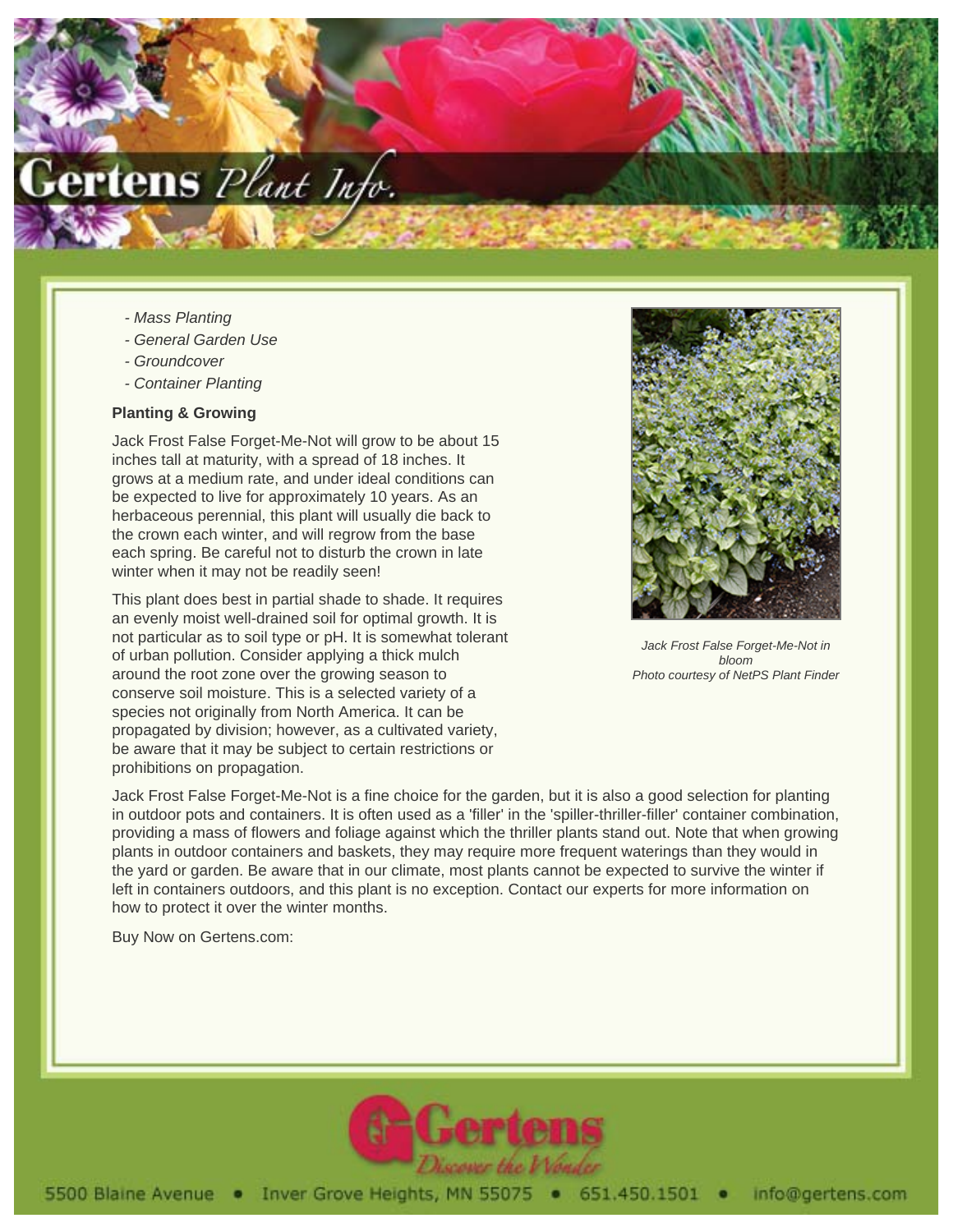- *Mass Planting*
- *General Garden Use*
- *Groundcover*
- *Container Planting*

**Planting & Growing**

Jack Frost False Forget-Me-Not will grow to be about 15 inches tall at maturity, with a spread of 18 inches. It grows at a medium rate, and under ideal conditions can be expected to live for approximately 10 years. As an herbaceous perennial, this plant will usually die back to the crown each winter, and will regrow from the base each spring. Be careful not to disturb the crown in late winter when it may not be readily seen!

This plant does best in partial shade to shade. It requires an evenly moist well-drained soil for optimal growth. It is not particular as to soil type or pH. It is somewhat tolerant of urban pollution. Consider applying a thick mulch around the root zone over the growing season to conserve soil moisture. This is a selected variety of a species not originally from North America. It can be propagated by division; however, as a cultivated variety, be aware that it may be subject to certain restrictions or prohibitions on propagation.

*Jack Frost False Forget-Me-Not in bloom*
*Photo courtesy of NetPS Plant Finder*

Jack Frost False Forget-Me-Not is a fine choice for the garden, but it is also a good selection for planting in outdoor pots and containers. It is often used as a 'filler' in the 'spiller-thriller-filler' container combination, providing a mass of flowers and foliage against which the thriller plants stand out. Note that when growing plants in outdoor containers and baskets, they may require more frequent waterings than they would in the yard or garden. Be aware that in our climate, most plants cannot be expected to survive the winter if left in containers outdoors, and this plant is no exception. Contact our experts for more information on how to protect it over the winter months.

Buy Now on Gertens.com: